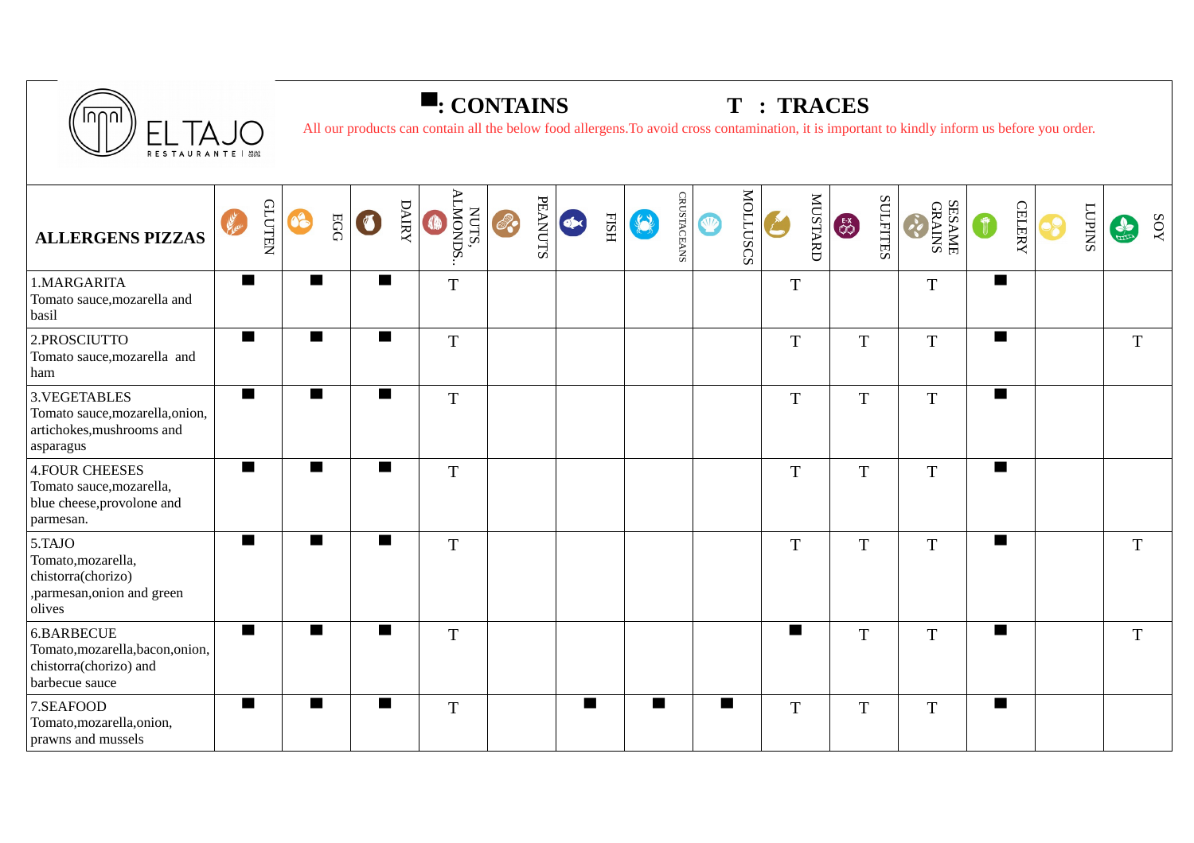EL TAJO RESTAURANTE

**■: CONTAINS** **T : TRACES**

All our products can contain all the below food allergens.To avoid cross contamination, it is important to kindly inform us before you order.

| ALLERGENS PIZZAS | GLUTEN | EGG | DAIRY | NUTS, ALMONDS.. | PEANUTS | FISH | CRUSTACEANS | MOLLUSCS | MUSTARD | SULFITES | SESAME GRAINS | CELERY | LUPINS | SOY |
|---|---|---|---|---|---|---|---|---|---|---|---|---|---|---|
| 1.MARGARITA Tomato sauce,mozarella and basil | ■ | ■ | ■ | T | | | | | T | | T | ■ | | |
| 2.PROSCIUTTO Tomato sauce,mozarella and ham | ■ | ■ | ■ | T | | | | | T | T | T | ■ | | T |
| 3.VEGETABLES Tomato sauce,mozarella,onion, artichokes,mushrooms and asparagus | ■ | ■ | ■ | T | | | | | T | T | T | ■ | | |
| 4.FOUR CHEESES Tomato sauce,mozarella, blue cheese,provolone and parmesan. | ■ | ■ | ■ | T | | | | | T | T | T | ■ | | |
| 5.TAJO Tomato,mozarella, chistorra(chorizo) ,parmesan,onion and green olives | ■ | ■ | ■ | T | | | | | T | T | T | ■ | | T |
| 6.BARBECUE Tomato,mozarella,bacon,onion, chistorra(chorizo) and barbecue sauce | ■ | ■ | ■ | T | | | | | ■ | T | T | ■ | | T |
| 7.SEAFOOD Tomato,mozarella,onion, prawns and mussels | ■ | ■ | ■ | T | | ■ | ■ | ■ | T | T | T | ■ | | |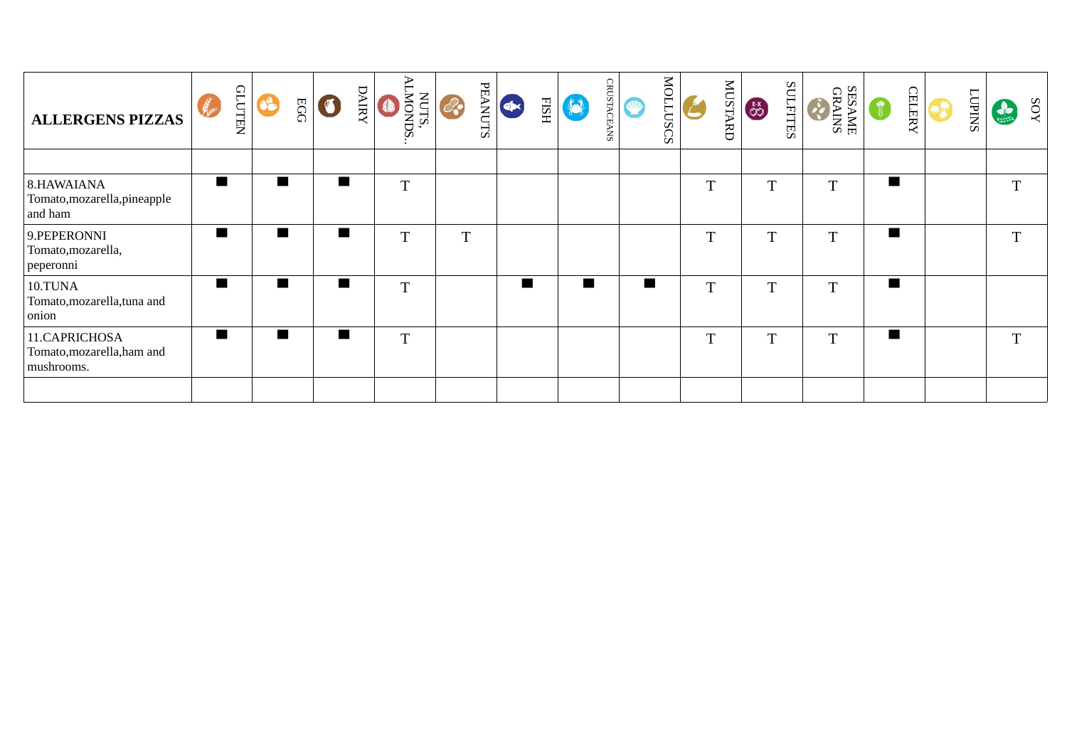| ALLERGENS PIZZAS | GLUTEN | EGG | DAIRY | NUTS, ALMONDS.. | PEANUTS | FISH | CRUSTACEANS | MOLLUSCS | MUSTARD | SULFITES | SESAME GRAINS | CELERY | LUPINS | SOY |
|---|---|---|---|---|---|---|---|---|---|---|---|---|---|---|
| | | | | | | | | | | | | | | |
| 8.HAWAIANA Tomato,mozarella,pineapple and ham | ■ | ■ | ■ | T | | | | | T | T | T | ■ | | T |
| 9.PEPERONNI Tomato,mozarella, peperonni | ■ | ■ | ■ | T | T | | | | T | T | T | ■ | | T |
| 10.TUNA Tomato,mozarella,tuna and onion | ■ | ■ | ■ | T | | ■ | ■ | ■ | T | T | T | ■ | | |
| 11.CAPRICHOSA Tomato,mozarella,ham and mushrooms. | ■ | ■ | ■ | T | | | | | T | T | T | ■ | | T |
| | | | | | | | | | | | | | | |